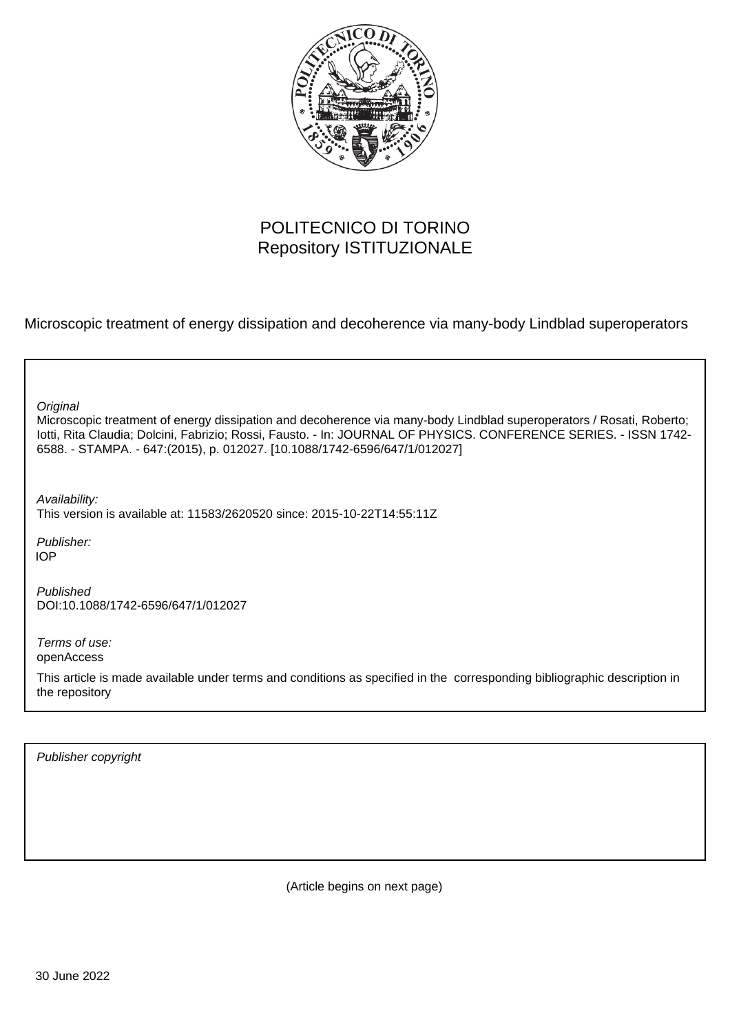POLITECNICO DI TORINO
Repository ISTITUZIONALE

Microscopic treatment of energy dissipation and decoherence via many-body Lindblad superoperators

*Original*
Microscopic treatment of energy dissipation and decoherence via many-body Lindblad superoperators / Rosati, Roberto; Iotti, Rita Claudia; Dolcini, Fabrizio; Rossi, Fausto. - In: JOURNAL OF PHYSICS. CONFERENCE SERIES. - ISSN 1742-6588. - STAMPA. - 647:(2015), p. 012027. [10.1088/1742-6596/647/1/012027]

*Availability:*
This version is available at: 11583/2620520 since: 2015-10-22T14:55:11Z

*Publisher:*
IOP

*Published*
DOI:10.1088/1742-6596/647/1/012027

*Terms of use:*
openAccess

This article is made available under terms and conditions as specified in the corresponding bibliographic description in the repository

*Publisher copyright*

(Article begins on next page)

30 June 2022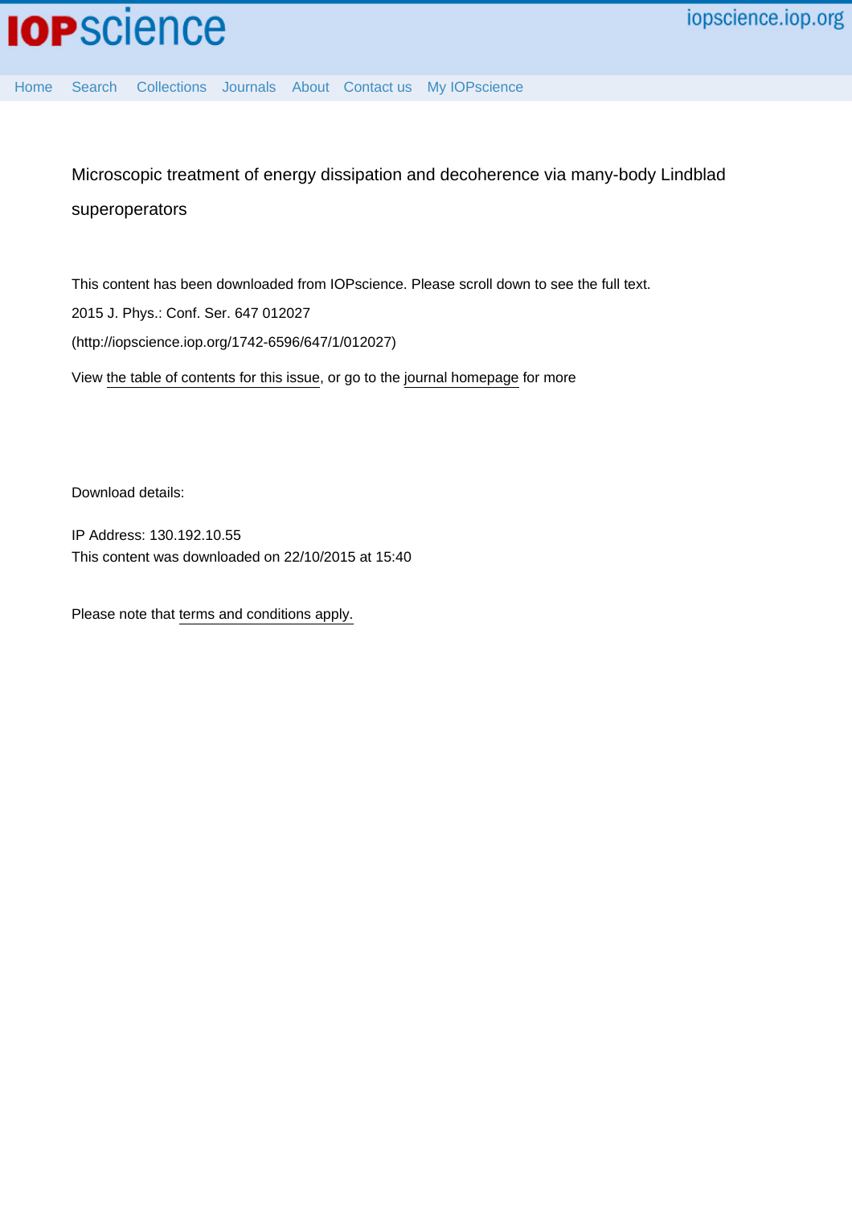Microscopic treatment of energy dissipation and decoherence via many-body Lindblad superoperators

This content has been downloaded from IOPscience. Please scroll down to see the full text.

2015 J. Phys.: Conf. Ser. 647 012027

(http://iopscience.iop.org/1742-6596/647/1/012027)

View the table of contents for this issue, or go to the journal homepage for more

Download details:

IP Address: 130.192.10.55

This content was downloaded on 22/10/2015 at 15:40

Please note that terms and conditions apply.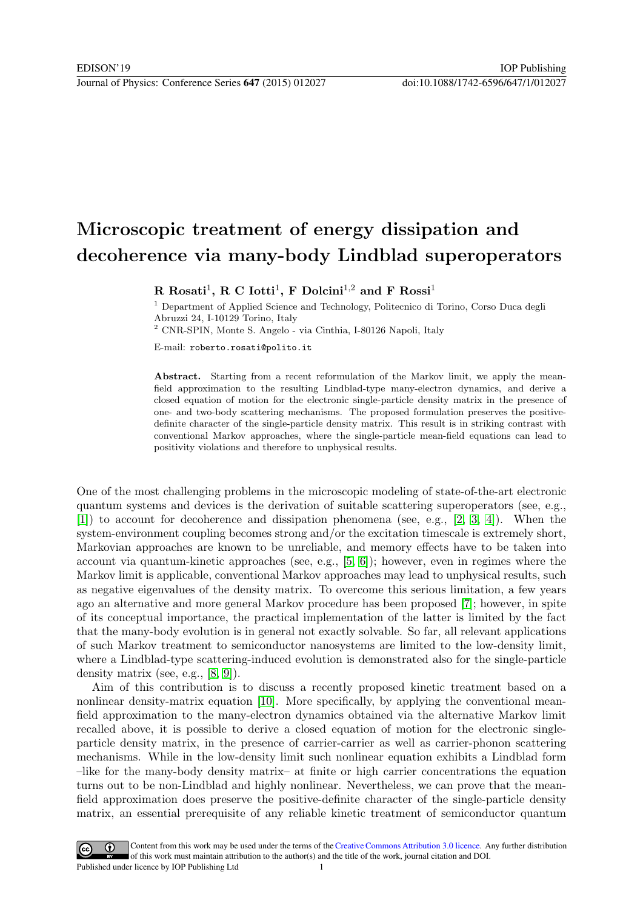# Microscopic treatment of energy dissipation and decoherence via many-body Lindblad superoperators

**R Rosati[1], R C Iotti[1], F Dolcini[1,2] and F Rossi[1]**

[1] Department of Applied Science and Technology, Politecnico di Torino, Corso Duca degli Abruzzi 24, I-10129 Torino, Italy

[2] CNR-SPIN, Monte S. Angelo - via Cinthia, I-80126 Napoli, Italy

E-mail: roberto.rosati@polito.it

**Abstract.** Starting from a recent reformulation of the Markov limit, we apply the mean-field approximation to the resulting Lindblad-type many-electron dynamics, and derive a closed equation of motion for the electronic single-particle density matrix in the presence of one- and two-body scattering mechanisms. The proposed formulation preserves the positive-definite character of the single-particle density matrix. This result is in striking contrast with conventional Markov approaches, where the single-particle mean-field equations can lead to positivity violations and therefore to unphysical results.

One of the most challenging problems in the microscopic modeling of state-of-the-art electronic quantum systems and devices is the derivation of suitable scattering superoperators (see, e.g., [1]) to account for decoherence and dissipation phenomena (see, e.g., [2, 3, 4]). When the system-environment coupling becomes strong and/or the excitation timescale is extremely short, Markovian approaches are known to be unreliable, and memory effects have to be taken into account via quantum-kinetic approaches (see, e.g., [5, 6]); however, even in regimes where the Markov limit is applicable, conventional Markov approaches may lead to unphysical results, such as negative eigenvalues of the density matrix. To overcome this serious limitation, a few years ago an alternative and more general Markov procedure has been proposed [7]; however, in spite of its conceptual importance, the practical implementation of the latter is limited by the fact that the many-body evolution is in general not exactly solvable. So far, all relevant applications of such Markov treatment to semiconductor nanosystems are limited to the low-density limit, where a Lindblad-type scattering-induced evolution is demonstrated also for the single-particle density matrix (see, e.g., [8, 9]).

Aim of this contribution is to discuss a recently proposed kinetic treatment based on a nonlinear density-matrix equation [10]. More specifically, by applying the conventional mean-field approximation to the many-electron dynamics obtained via the alternative Markov limit recalled above, it is possible to derive a closed equation of motion for the electronic single-particle density matrix, in the presence of carrier-carrier as well as carrier-phonon scattering mechanisms. While in the low-density limit such nonlinear equation exhibits a Lindblad form –like for the many-body density matrix– at finite or high carrier concentrations the equation turns out to be non-Lindblad and highly nonlinear. Nevertheless, we can prove that the mean-field approximation does preserve the positive-definite character of the single-particle density matrix, an essential prerequisite of any reliable kinetic treatment of semiconductor quantum

Content from this work may be used under the terms of the Creative Commons Attribution 3.0 licence. Any further distribution of this work must maintain attribution to the author(s) and the title of the work, journal citation and DOI.
Published under licence by IOP Publishing Ltd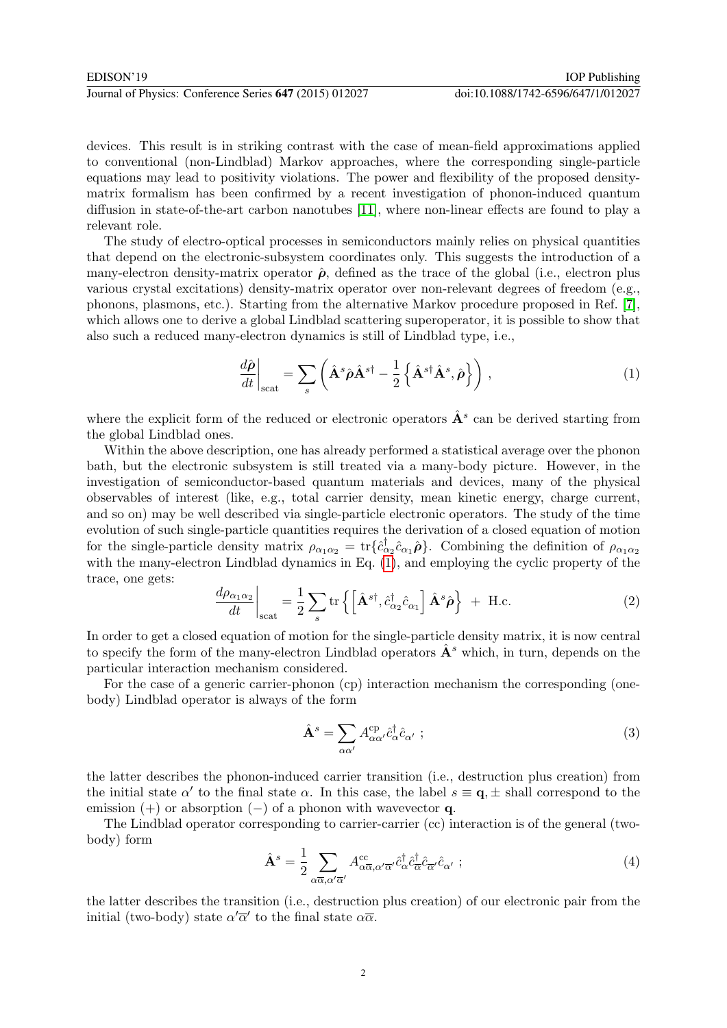devices. This result is in striking contrast with the case of mean-field approximations applied to conventional (non-Lindblad) Markov approaches, where the corresponding single-particle equations may lead to positivity violations. The power and flexibility of the proposed density-matrix formalism has been confirmed by a recent investigation of phonon-induced quantum diffusion in state-of-the-art carbon nanotubes [11], where non-linear effects are found to play a relevant role.

The study of electro-optical processes in semiconductors mainly relies on physical quantities that depend on the electronic-subsystem coordinates only. This suggests the introduction of a many-electron density-matrix operator $\hat{\boldsymbol{\rho}}$, defined as the trace of the global (i.e., electron plus various crystal excitations) density-matrix operator over non-relevant degrees of freedom (e.g., phonons, plasmons, etc.). Starting from the alternative Markov procedure proposed in Ref. [7], which allows one to derive a global Lindblad scattering superoperator, it is possible to show that also such a reduced many-electron dynamics is still of Lindblad type, i.e.,

$$\left.\frac{d\hat{\boldsymbol{\rho}}}{dt}\right|_{\text{scat}} = \sum_s \left( \hat{\mathbf{A}}^s \hat{\boldsymbol{\rho}} \hat{\mathbf{A}}^{s\dagger} - \frac{1}{2}\left\{ \hat{\mathbf{A}}^{s\dagger}\hat{\mathbf{A}}^s, \hat{\boldsymbol{\rho}} \right\} \right) , \tag{1}$$

where the explicit form of the reduced or electronic operators $\hat{\mathbf{A}}^s$ can be derived starting from the global Lindblad ones.

Within the above description, one has already performed a statistical average over the phonon bath, but the electronic subsystem is still treated via a many-body picture. However, in the investigation of semiconductor-based quantum materials and devices, many of the physical observables of interest (like, e.g., total carrier density, mean kinetic energy, charge current, and so on) may be well described via single-particle electronic operators. The study of the time evolution of such single-particle quantities requires the derivation of a closed equation of motion for the single-particle density matrix $\rho_{\alpha_1\alpha_2} = \text{tr}\{\hat{c}^\dagger_{\alpha_2}\hat{c}_{\alpha_1}\hat{\boldsymbol{\rho}}\}$. Combining the definition of $\rho_{\alpha_1\alpha_2}$ with the many-electron Lindblad dynamics in Eq. (1), and employing the cyclic property of the trace, one gets:

$$\left.\frac{d\rho_{\alpha_1\alpha_2}}{dt}\right|_{\text{scat}} = \frac{1}{2}\sum_s \text{tr}\left\{ \left[ \hat{\mathbf{A}}^{s\dagger}, \hat{c}^\dagger_{\alpha_2}\hat{c}_{\alpha_1} \right] \hat{\mathbf{A}}^s \hat{\boldsymbol{\rho}} \right\} \; + \; \text{H.c.} \tag{2}$$

In order to get a closed equation of motion for the single-particle density matrix, it is now central to specify the form of the many-electron Lindblad operators $\hat{\mathbf{A}}^s$ which, in turn, depends on the particular interaction mechanism considered.

For the case of a generic carrier-phonon (cp) interaction mechanism the corresponding (one-body) Lindblad operator is always of the form

$$\hat{\mathbf{A}}^s = \sum_{\alpha\alpha'} A^{\text{cp}}_{\alpha\alpha'} \hat{c}^\dagger_\alpha \hat{c}_{\alpha'} \; ; \tag{3}$$

the latter describes the phonon-induced carrier transition (i.e., destruction plus creation) from the initial state $\alpha'$ to the final state $\alpha$. In this case, the label $s \equiv \mathbf{q}, \pm$ shall correspond to the emission (+) or absorption (−) of a phonon with wavevector $\mathbf{q}$.

The Lindblad operator corresponding to carrier-carrier (cc) interaction is of the general (two-body) form

$$\hat{\mathbf{A}}^s = \frac{1}{2}\sum_{\alpha\overline{\alpha},\alpha'\overline{\alpha}'} A^{\text{cc}}_{\alpha\overline{\alpha},\alpha'\overline{\alpha}'} \hat{c}^\dagger_\alpha \hat{c}^\dagger_{\overline{\alpha}} \hat{c}_{\overline{\alpha}'} \hat{c}_{\alpha'} \; ; \tag{4}$$

the latter describes the transition (i.e., destruction plus creation) of our electronic pair from the initial (two-body) state $\alpha'\overline{\alpha}'$ to the final state $\alpha\overline{\alpha}$.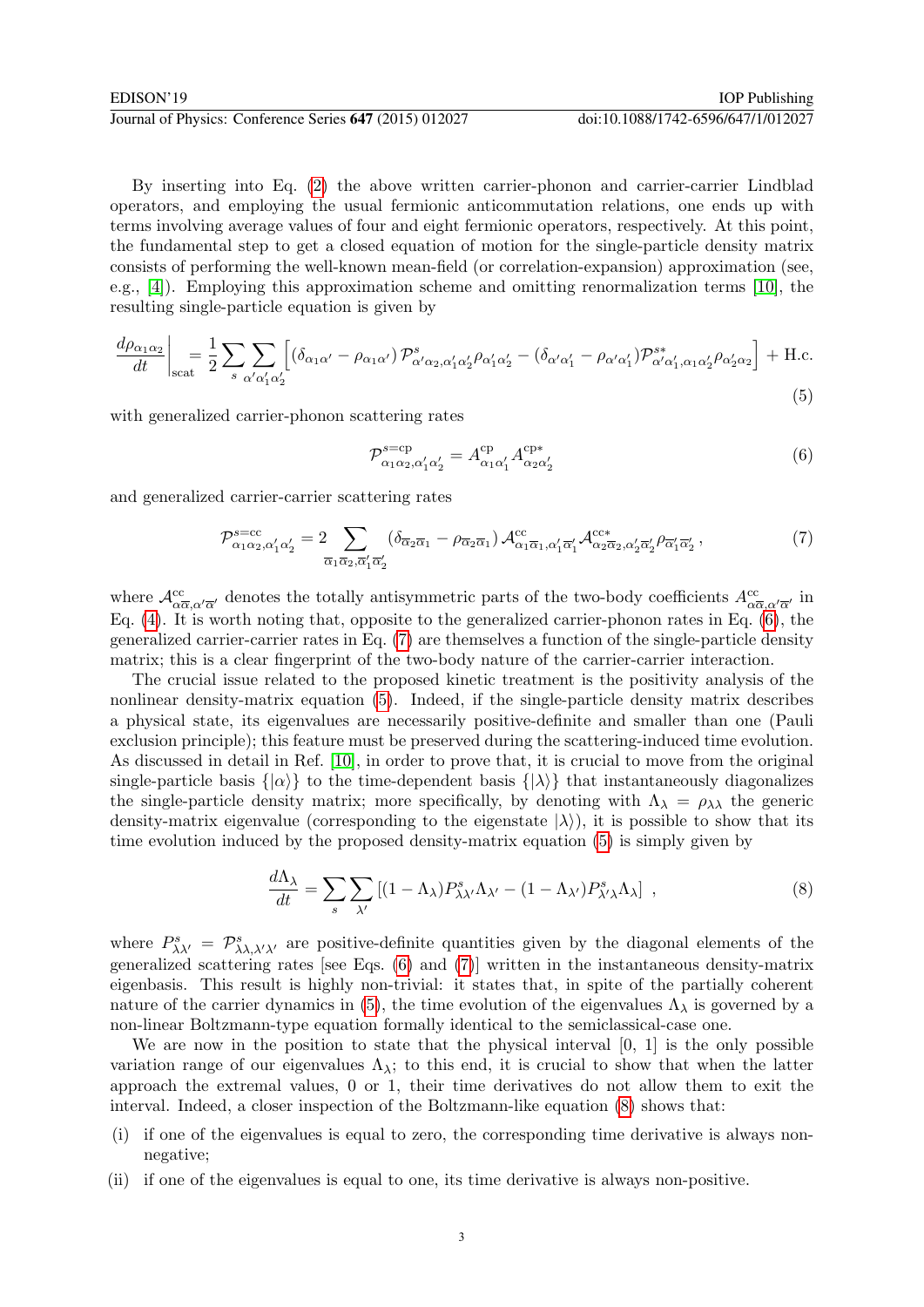By inserting into Eq. (2) the above written carrier-phonon and carrier-carrier Lindblad operators, and employing the usual fermionic anticommutation relations, one ends up with terms involving average values of four and eight fermionic operators, respectively. At this point, the fundamental step to get a closed equation of motion for the single-particle density matrix consists of performing the well-known mean-field (or correlation-expansion) approximation (see, e.g., [4]). Employing this approximation scheme and omitting renormalization terms [10], the resulting single-particle equation is given by

$$\left.\frac{d\rho_{\alpha_1\alpha_2}}{dt}\right|_{\rm scat} = \frac{1}{2}\sum_s \sum_{\alpha'\alpha'_1\alpha'_2}\left[\left(\delta_{\alpha_1\alpha'} - \rho_{\alpha_1\alpha'}\right)\mathcal{P}^s_{\alpha'\alpha_2,\alpha'_1\alpha'_2}\rho_{\alpha'_1\alpha'_2} - \left(\delta_{\alpha'\alpha'_1} - \rho_{\alpha'\alpha'_1}\right)\mathcal{P}^{s*}_{\alpha'\alpha'_1,\alpha_1\alpha'_2}\rho_{\alpha'_2\alpha_2}\right] + {\rm H.c.} \tag{5}$$

with generalized carrier-phonon scattering rates

$$\mathcal{P}^{s={\rm cp}}_{\alpha_1\alpha_2,\alpha'_1\alpha'_2} = A^{\rm cp}_{\alpha_1\alpha'_1}A^{\rm cp*}_{\alpha_2\alpha'_2} \tag{6}$$

and generalized carrier-carrier scattering rates

$$\mathcal{P}^{s={\rm cc}}_{\alpha_1\alpha_2,\alpha'_1\alpha'_2} = 2\sum_{\overline{\alpha}_1\overline{\alpha}_2,\overline{\alpha}'_1\overline{\alpha}'_2}\left(\delta_{\overline{\alpha}_2\overline{\alpha}_1} - \rho_{\overline{\alpha}_2\overline{\alpha}_1}\right)\mathcal{A}^{\rm cc}_{\alpha_1\overline{\alpha}_1,\alpha'_1\overline{\alpha}'_1}\mathcal{A}^{\rm cc*}_{\alpha_2\overline{\alpha}_2,\alpha'_2\overline{\alpha}'_2}\rho_{\overline{\alpha}'_1\overline{\alpha}'_2}\,, \tag{7}$$

where $\mathcal{A}^{\rm cc}_{\alpha\overline{\alpha},\alpha'\overline{\alpha}'}$ denotes the totally antisymmetric parts of the two-body coefficients $A^{\rm cc}_{\alpha\overline{\alpha},\alpha'\overline{\alpha}'}$ in Eq. (4). It is worth noting that, opposite to the generalized carrier-phonon rates in Eq. (6), the generalized carrier-carrier rates in Eq. (7) are themselves a function of the single-particle density matrix; this is a clear fingerprint of the two-body nature of the carrier-carrier interaction.

The crucial issue related to the proposed kinetic treatment is the positivity analysis of the nonlinear density-matrix equation (5). Indeed, if the single-particle density matrix describes a physical state, its eigenvalues are necessarily positive-definite and smaller than one (Pauli exclusion principle); this feature must be preserved during the scattering-induced time evolution. As discussed in detail in Ref. [10], in order to prove that, it is crucial to move from the original single-particle basis $\{|\alpha\rangle\}$ to the time-dependent basis $\{|\lambda\rangle\}$ that instantaneously diagonalizes the single-particle density matrix; more specifically, by denoting with $\Lambda_\lambda = \rho_{\lambda\lambda}$ the generic density-matrix eigenvalue (corresponding to the eigenstate $|\lambda\rangle$), it is possible to show that its time evolution induced by the proposed density-matrix equation (5) is simply given by

$$\frac{d\Lambda_\lambda}{dt} = \sum_s \sum_{\lambda'}\left[(1-\Lambda_\lambda)P^s_{\lambda\lambda'}\Lambda_{\lambda'} - (1-\Lambda_{\lambda'})P^s_{\lambda'\lambda}\Lambda_\lambda\right]\,, \tag{8}$$

where $P^s_{\lambda\lambda'} = \mathcal{P}^s_{\lambda\lambda,\lambda'\lambda'}$ are positive-definite quantities given by the diagonal elements of the generalized scattering rates [see Eqs. (6) and (7)] written in the instantaneous density-matrix eigenbasis. This result is highly non-trivial: it states that, in spite of the partially coherent nature of the carrier dynamics in (5), the time evolution of the eigenvalues $\Lambda_\lambda$ is governed by a non-linear Boltzmann-type equation formally identical to the semiclassical-case one.

We are now in the position to state that the physical interval [0, 1] is the only possible variation range of our eigenvalues $\Lambda_\lambda$; to this end, it is crucial to show that when the latter approach the extremal values, 0 or 1, their time derivatives do not allow them to exit the interval. Indeed, a closer inspection of the Boltzmann-like equation (8) shows that:

(i) if one of the eigenvalues is equal to zero, the corresponding time derivative is always non-negative;

(ii) if one of the eigenvalues is equal to one, its time derivative is always non-positive.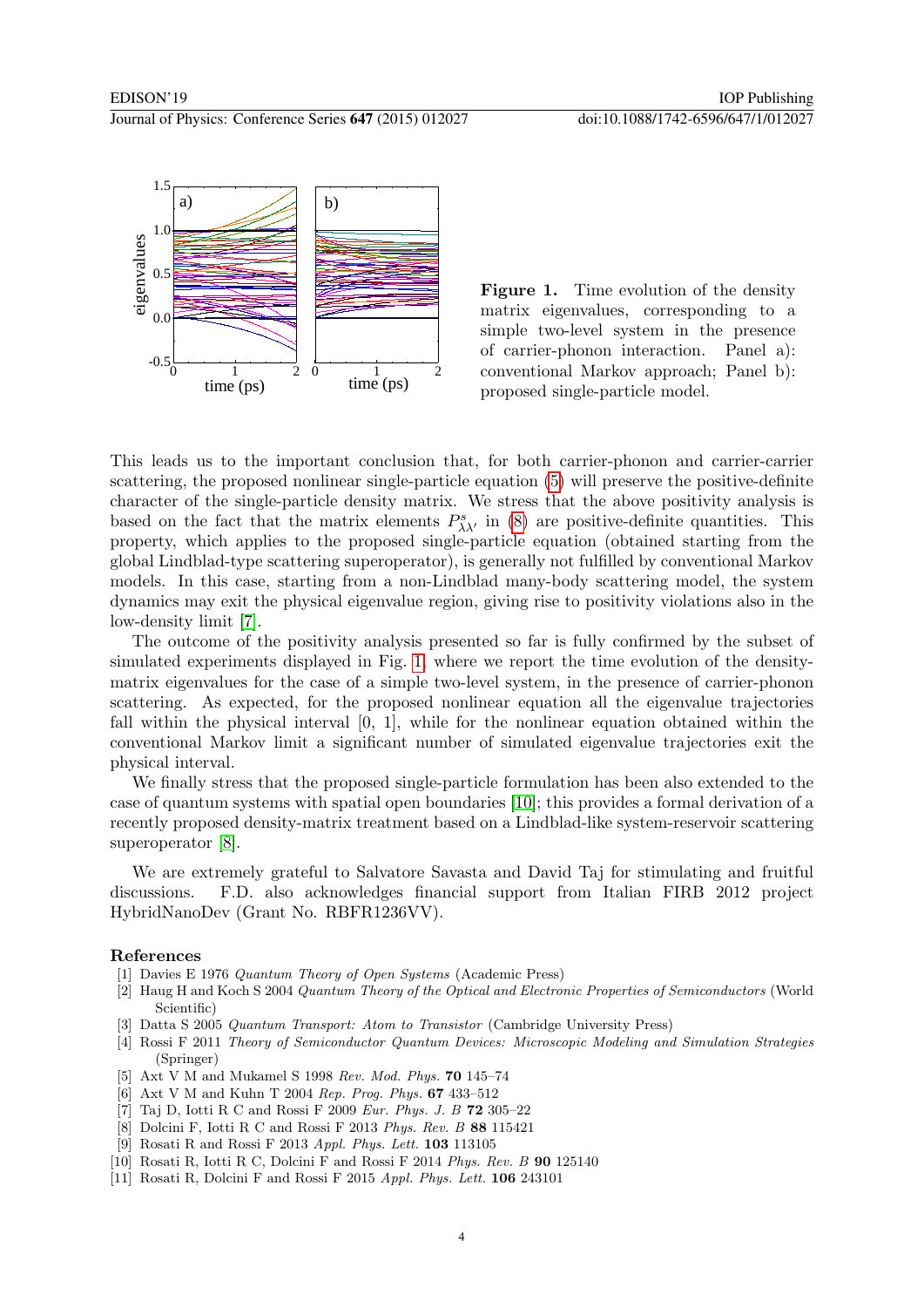a)

b)

eigenvalues

1.5

1.0

0.5

0.0

-0.5

0 1 2

time (ps)

0 1 2

time (ps)

**Figure 1.** Time evolution of the density matrix eigenvalues, corresponding to a simple two-level system in the presence of carrier-phonon interaction. Panel a): conventional Markov approach; Panel b): proposed single-particle model.

This leads us to the important conclusion that, for both carrier-phonon and carrier-carrier scattering, the proposed nonlinear single-particle equation (5) will preserve the positive-definite character of the single-particle density matrix. We stress that the above positivity analysis is based on the fact that the matrix elements $P^s_{\lambda\lambda'}$ in (8) are positive-definite quantities. This property, which applies to the proposed single-particle equation (obtained starting from the global Lindblad-type scattering superoperator), is generally not fulfilled by conventional Markov models. In this case, starting from a non-Lindblad many-body scattering model, the system dynamics may exit the physical eigenvalue region, giving rise to positivity violations also in the low-density limit [7].

The outcome of the positivity analysis presented so far is fully confirmed by the subset of simulated experiments displayed in Fig. 1, where we report the time evolution of the density-matrix eigenvalues for the case of a simple two-level system, in the presence of carrier-phonon scattering. As expected, for the proposed nonlinear equation all the eigenvalue trajectories fall within the physical interval [0, 1], while for the nonlinear equation obtained within the conventional Markov limit a significant number of simulated eigenvalue trajectories exit the physical interval.

We finally stress that the proposed single-particle formulation has been also extended to the case of quantum systems with spatial open boundaries [10]; this provides a formal derivation of a recently proposed density-matrix treatment based on a Lindblad-like system-reservoir scattering superoperator [8].

We are extremely grateful to Salvatore Savasta and David Taj for stimulating and fruitful discussions. F.D. also acknowledges financial support from Italian FIRB 2012 project HybridNanoDev (Grant No. RBFR1236VV).

## References

[1] Davies E 1976 *Quantum Theory of Open Systems* (Academic Press)

[2] Haug H and Koch S 2004 *Quantum Theory of the Optical and Electronic Properties of Semiconductors* (World Scientific)

[3] Datta S 2005 *Quantum Transport: Atom to Transistor* (Cambridge University Press)

[4] Rossi F 2011 *Theory of Semiconductor Quantum Devices: Microscopic Modeling and Simulation Strategies* (Springer)

[5] Axt V M and Mukamel S 1998 *Rev. Mod. Phys.* **70** 145–74

[6] Axt V M and Kuhn T 2004 *Rep. Prog. Phys.* **67** 433–512

[7] Taj D, Iotti R C and Rossi F 2009 *Eur. Phys. J. B* **72** 305–22

[8] Dolcini F, Iotti R C and Rossi F 2013 *Phys. Rev. B* **88** 115421

[9] Rosati R and Rossi F 2013 *Appl. Phys. Lett.* **103** 113105

[10] Rosati R, Iotti R C, Dolcini F and Rossi F 2014 *Phys. Rev. B* **90** 125140

[11] Rosati R, Dolcini F and Rossi F 2015 *Appl. Phys. Lett.* **106** 243101